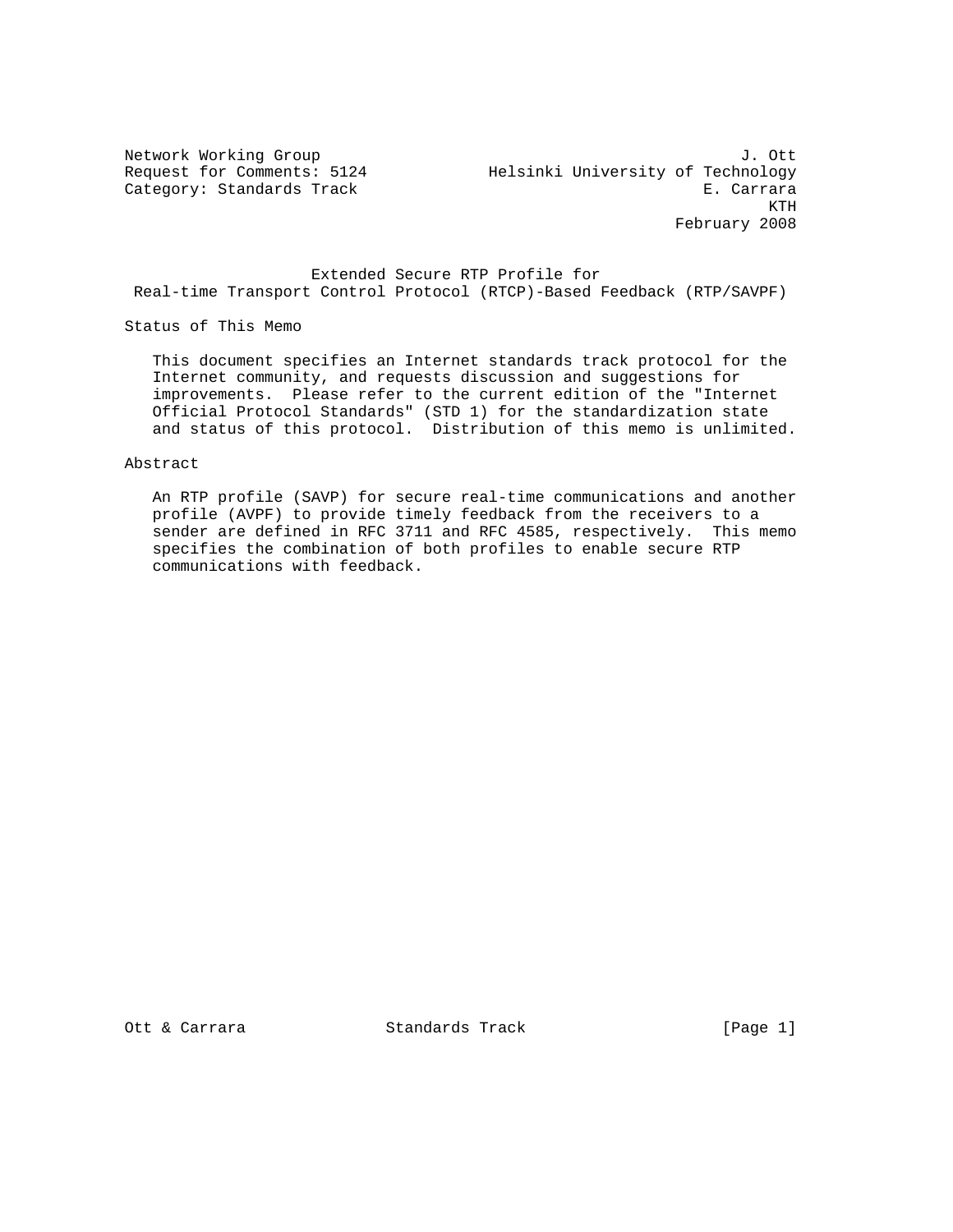Network Working Group J. Ott
Request for Comments: 5124 Helsinki University of Technology
Category: Standards Track E. Carrara
KTH
February 2008

# Extended Secure RTP Profile for Real-time Transport Control Protocol (RTCP)-Based Feedback (RTP/SAVPF)

## Status of This Memo

This document specifies an Internet standards track protocol for the Internet community, and requests discussion and suggestions for improvements. Please refer to the current edition of the "Internet Official Protocol Standards" (STD 1) for the standardization state and status of this protocol. Distribution of this memo is unlimited.

## Abstract

An RTP profile (SAVP) for secure real-time communications and another profile (AVPF) to provide timely feedback from the receivers to a sender are defined in RFC 3711 and RFC 4585, respectively. This memo specifies the combination of both profiles to enable secure RTP communications with feedback.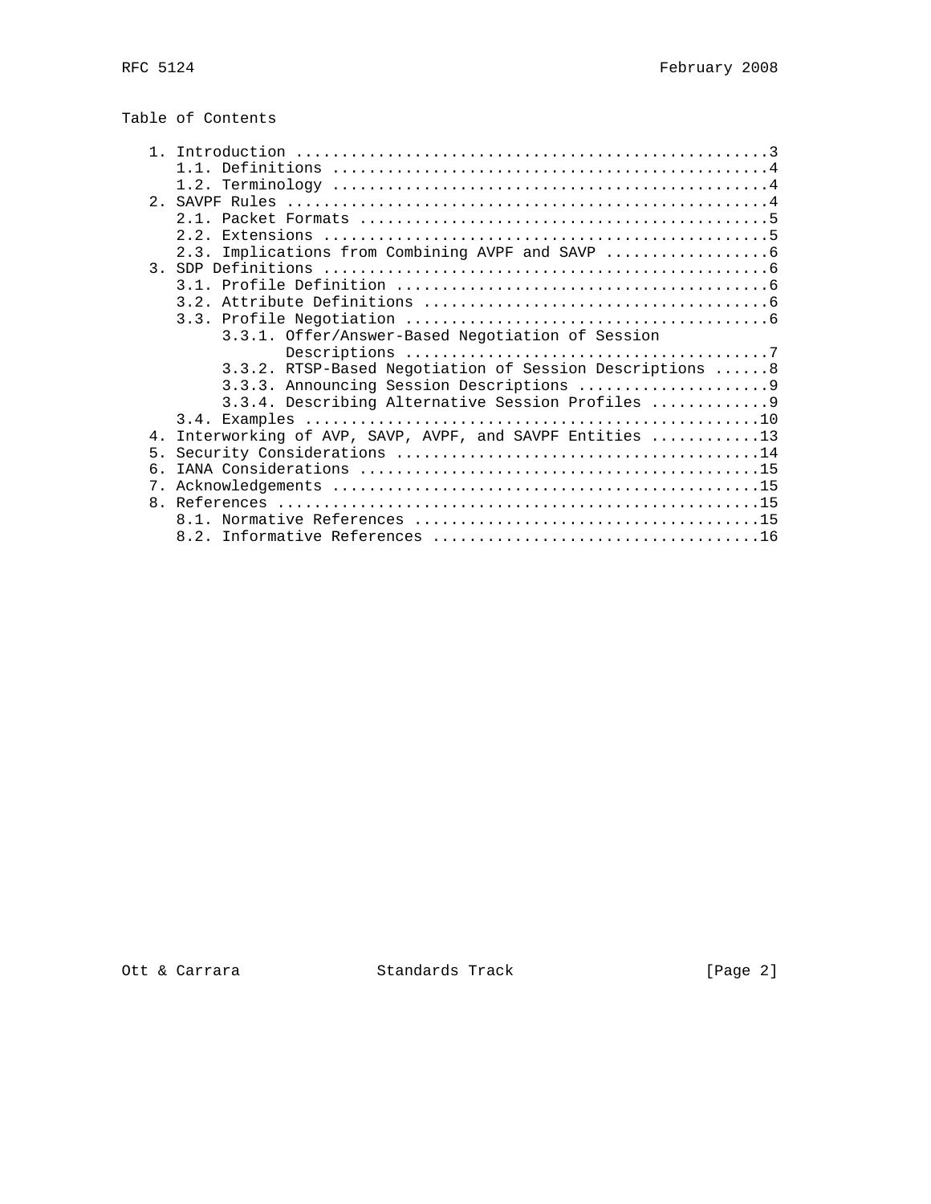Table of Contents

```
   1. Introduction ....................................................3
      1.1. Definitions ................................................4
      1.2. Terminology ................................................4
   2. SAVPF Rules .....................................................4
      2.1. Packet Formats .............................................5
      2.2. Extensions .................................................5
      2.3. Implications from Combining AVPF and SAVP ..................6
   3. SDP Definitions .................................................6
      3.1. Profile Definition .........................................6
      3.2. Attribute Definitions ......................................6
      3.3. Profile Negotiation ........................................6
           3.3.1. Offer/Answer-Based Negotiation of Session
                  Descriptions ........................................7
           3.3.2. RTSP-Based Negotiation of Session Descriptions ......8
           3.3.3. Announcing Session Descriptions .....................9
           3.3.4. Describing Alternative Session Profiles .............9
      3.4. Examples ..................................................10
   4. Interworking of AVP, SAVP, AVPF, and SAVPF Entities ............13
   5. Security Considerations ........................................14
   6. IANA Considerations ............................................15
   7. Acknowledgements ...............................................15
   8. References .....................................................15
      8.1. Normative References ......................................15
      8.2. Informative References ....................................16
```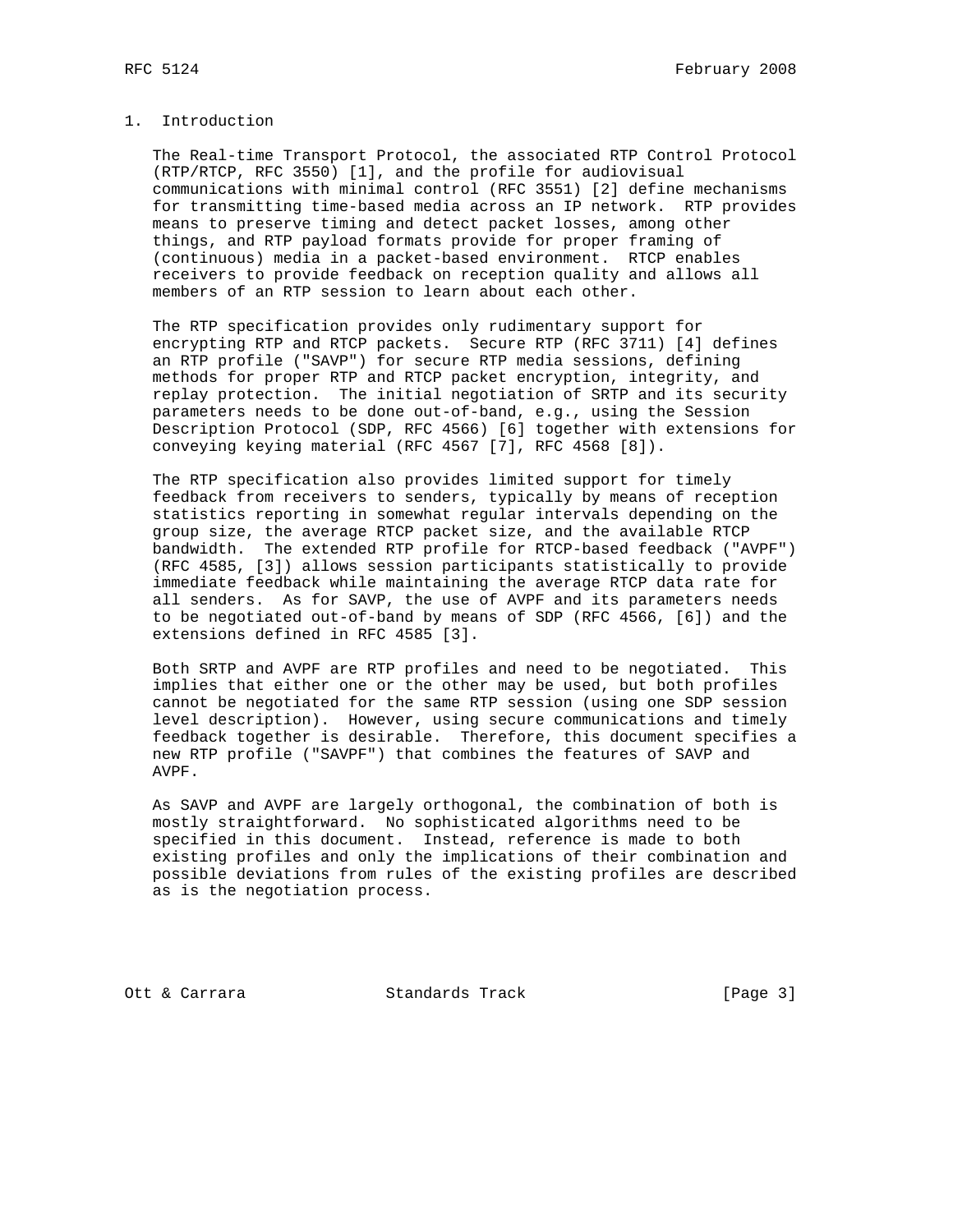# 1. Introduction

The Real-time Transport Protocol, the associated RTP Control Protocol (RTP/RTCP, RFC 3550) [1], and the profile for audiovisual communications with minimal control (RFC 3551) [2] define mechanisms for transmitting time-based media across an IP network. RTP provides means to preserve timing and detect packet losses, among other things, and RTP payload formats provide for proper framing of (continuous) media in a packet-based environment. RTCP enables receivers to provide feedback on reception quality and allows all members of an RTP session to learn about each other.

The RTP specification provides only rudimentary support for encrypting RTP and RTCP packets. Secure RTP (RFC 3711) [4] defines an RTP profile ("SAVP") for secure RTP media sessions, defining methods for proper RTP and RTCP packet encryption, integrity, and replay protection. The initial negotiation of SRTP and its security parameters needs to be done out-of-band, e.g., using the Session Description Protocol (SDP, RFC 4566) [6] together with extensions for conveying keying material (RFC 4567 [7], RFC 4568 [8]).

The RTP specification also provides limited support for timely feedback from receivers to senders, typically by means of reception statistics reporting in somewhat regular intervals depending on the group size, the average RTCP packet size, and the available RTCP bandwidth. The extended RTP profile for RTCP-based feedback ("AVPF") (RFC 4585, [3]) allows session participants statistically to provide immediate feedback while maintaining the average RTCP data rate for all senders. As for SAVP, the use of AVPF and its parameters needs to be negotiated out-of-band by means of SDP (RFC 4566, [6]) and the extensions defined in RFC 4585 [3].

Both SRTP and AVPF are RTP profiles and need to be negotiated. This implies that either one or the other may be used, but both profiles cannot be negotiated for the same RTP session (using one SDP session level description). However, using secure communications and timely feedback together is desirable. Therefore, this document specifies a new RTP profile ("SAVPF") that combines the features of SAVP and AVPF.

As SAVP and AVPF are largely orthogonal, the combination of both is mostly straightforward. No sophisticated algorithms need to be specified in this document. Instead, reference is made to both existing profiles and only the implications of their combination and possible deviations from rules of the existing profiles are described as is the negotiation process.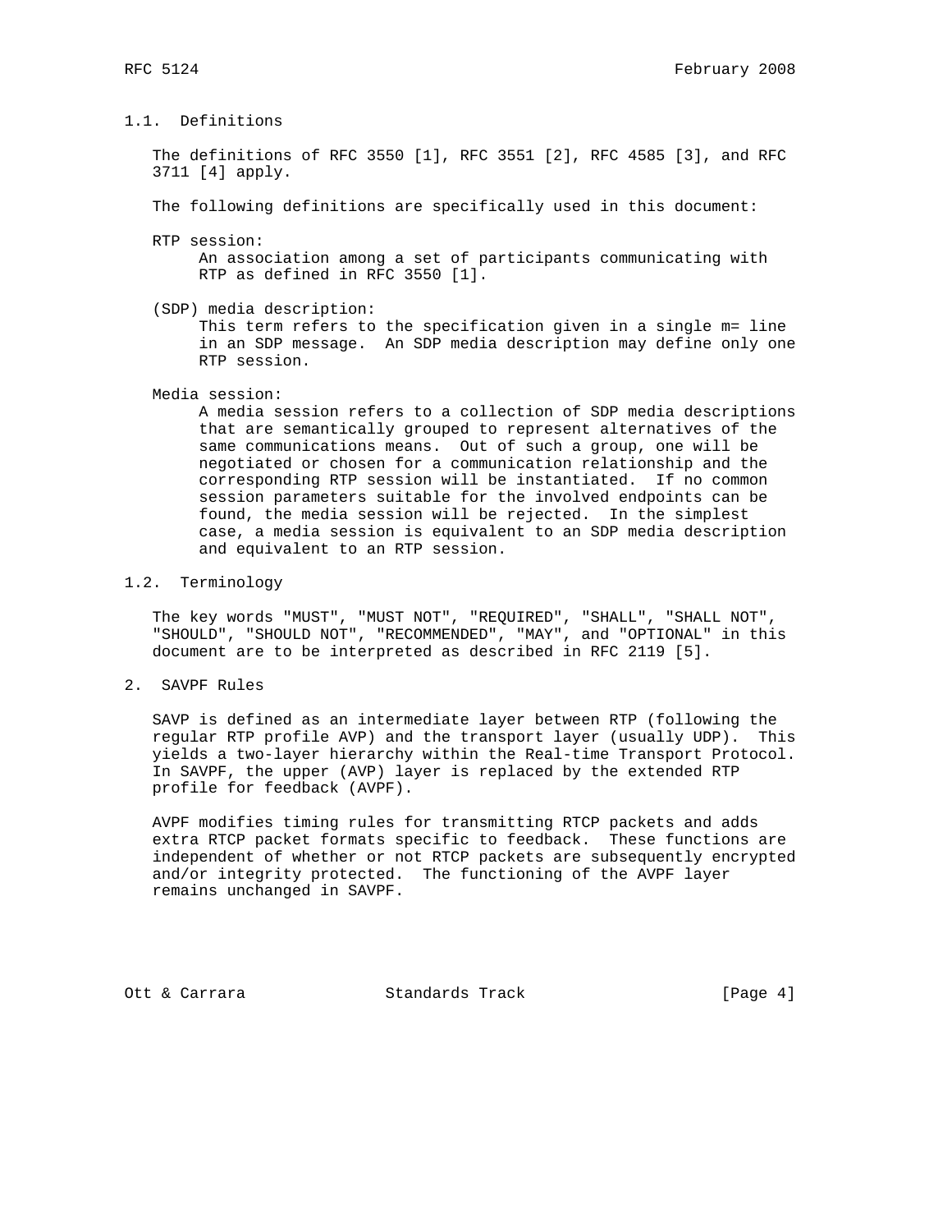### 1.1. Definitions

The definitions of RFC 3550 [1], RFC 3551 [2], RFC 4585 [3], and RFC 3711 [4] apply.

The following definitions are specifically used in this document:

RTP session:
: An association among a set of participants communicating with RTP as defined in RFC 3550 [1].

(SDP) media description:
: This term refers to the specification given in a single m= line in an SDP message. An SDP media description may define only one RTP session.

Media session:
: A media session refers to a collection of SDP media descriptions that are semantically grouped to represent alternatives of the same communications means. Out of such a group, one will be negotiated or chosen for a communication relationship and the corresponding RTP session will be instantiated. If no common session parameters suitable for the involved endpoints can be found, the media session will be rejected. In the simplest case, a media session is equivalent to an SDP media description and equivalent to an RTP session.

### 1.2. Terminology

The key words "MUST", "MUST NOT", "REQUIRED", "SHALL", "SHALL NOT", "SHOULD", "SHOULD NOT", "RECOMMENDED", "MAY", and "OPTIONAL" in this document are to be interpreted as described in RFC 2119 [5].

## 2. SAVPF Rules

SAVP is defined as an intermediate layer between RTP (following the regular RTP profile AVP) and the transport layer (usually UDP). This yields a two-layer hierarchy within the Real-time Transport Protocol. In SAVPF, the upper (AVP) layer is replaced by the extended RTP profile for feedback (AVPF).

AVPF modifies timing rules for transmitting RTCP packets and adds extra RTCP packet formats specific to feedback. These functions are independent of whether or not RTCP packets are subsequently encrypted and/or integrity protected. The functioning of the AVPF layer remains unchanged in SAVPF.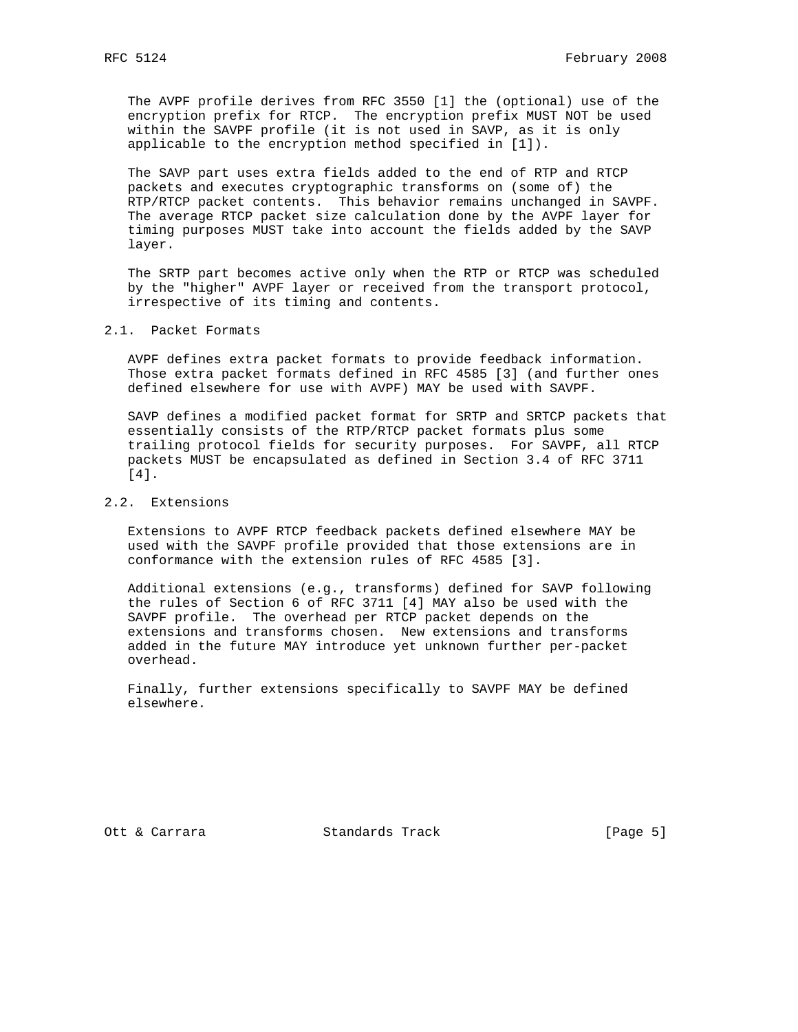The AVPF profile derives from RFC 3550 [1] the (optional) use of the encryption prefix for RTCP. The encryption prefix MUST NOT be used within the SAVPF profile (it is not used in SAVP, as it is only applicable to the encryption method specified in [1]).

The SAVP part uses extra fields added to the end of RTP and RTCP packets and executes cryptographic transforms on (some of) the RTP/RTCP packet contents. This behavior remains unchanged in SAVPF. The average RTCP packet size calculation done by the AVPF layer for timing purposes MUST take into account the fields added by the SAVP layer.

The SRTP part becomes active only when the RTP or RTCP was scheduled by the "higher" AVPF layer or received from the transport protocol, irrespective of its timing and contents.

## 2.1. Packet Formats

AVPF defines extra packet formats to provide feedback information. Those extra packet formats defined in RFC 4585 [3] (and further ones defined elsewhere for use with AVPF) MAY be used with SAVPF.

SAVP defines a modified packet format for SRTP and SRTCP packets that essentially consists of the RTP/RTCP packet formats plus some trailing protocol fields for security purposes. For SAVPF, all RTCP packets MUST be encapsulated as defined in Section 3.4 of RFC 3711 [4].

## 2.2. Extensions

Extensions to AVPF RTCP feedback packets defined elsewhere MAY be used with the SAVPF profile provided that those extensions are in conformance with the extension rules of RFC 4585 [3].

Additional extensions (e.g., transforms) defined for SAVP following the rules of Section 6 of RFC 3711 [4] MAY also be used with the SAVPF profile. The overhead per RTCP packet depends on the extensions and transforms chosen. New extensions and transforms added in the future MAY introduce yet unknown further per-packet overhead.

Finally, further extensions specifically to SAVPF MAY be defined elsewhere.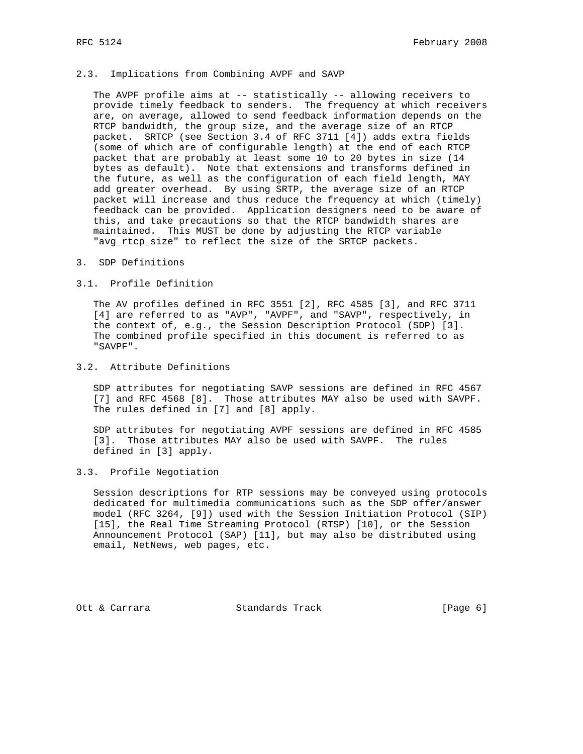## 2.3. Implications from Combining AVPF and SAVP

The AVPF profile aims at -- statistically -- allowing receivers to provide timely feedback to senders. The frequency at which receivers are, on average, allowed to send feedback information depends on the RTCP bandwidth, the group size, and the average size of an RTCP packet. SRTCP (see Section 3.4 of RFC 3711 [4]) adds extra fields (some of which are of configurable length) at the end of each RTCP packet that are probably at least some 10 to 20 bytes in size (14 bytes as default). Note that extensions and transforms defined in the future, as well as the configuration of each field length, MAY add greater overhead. By using SRTP, the average size of an RTCP packet will increase and thus reduce the frequency at which (timely) feedback can be provided. Application designers need to be aware of this, and take precautions so that the RTCP bandwidth shares are maintained. This MUST be done by adjusting the RTCP variable "avg_rtcp_size" to reflect the size of the SRTCP packets.

# 3. SDP Definitions

## 3.1. Profile Definition

The AV profiles defined in RFC 3551 [2], RFC 4585 [3], and RFC 3711 [4] are referred to as "AVP", "AVPF", and "SAVP", respectively, in the context of, e.g., the Session Description Protocol (SDP) [3]. The combined profile specified in this document is referred to as "SAVPF".

## 3.2. Attribute Definitions

SDP attributes for negotiating SAVP sessions are defined in RFC 4567 [7] and RFC 4568 [8]. Those attributes MAY also be used with SAVPF. The rules defined in [7] and [8] apply.

SDP attributes for negotiating AVPF sessions are defined in RFC 4585 [3]. Those attributes MAY also be used with SAVPF. The rules defined in [3] apply.

## 3.3. Profile Negotiation

Session descriptions for RTP sessions may be conveyed using protocols dedicated for multimedia communications such as the SDP offer/answer model (RFC 3264, [9]) used with the Session Initiation Protocol (SIP) [15], the Real Time Streaming Protocol (RTSP) [10], or the Session Announcement Protocol (SAP) [11], but may also be distributed using email, NetNews, web pages, etc.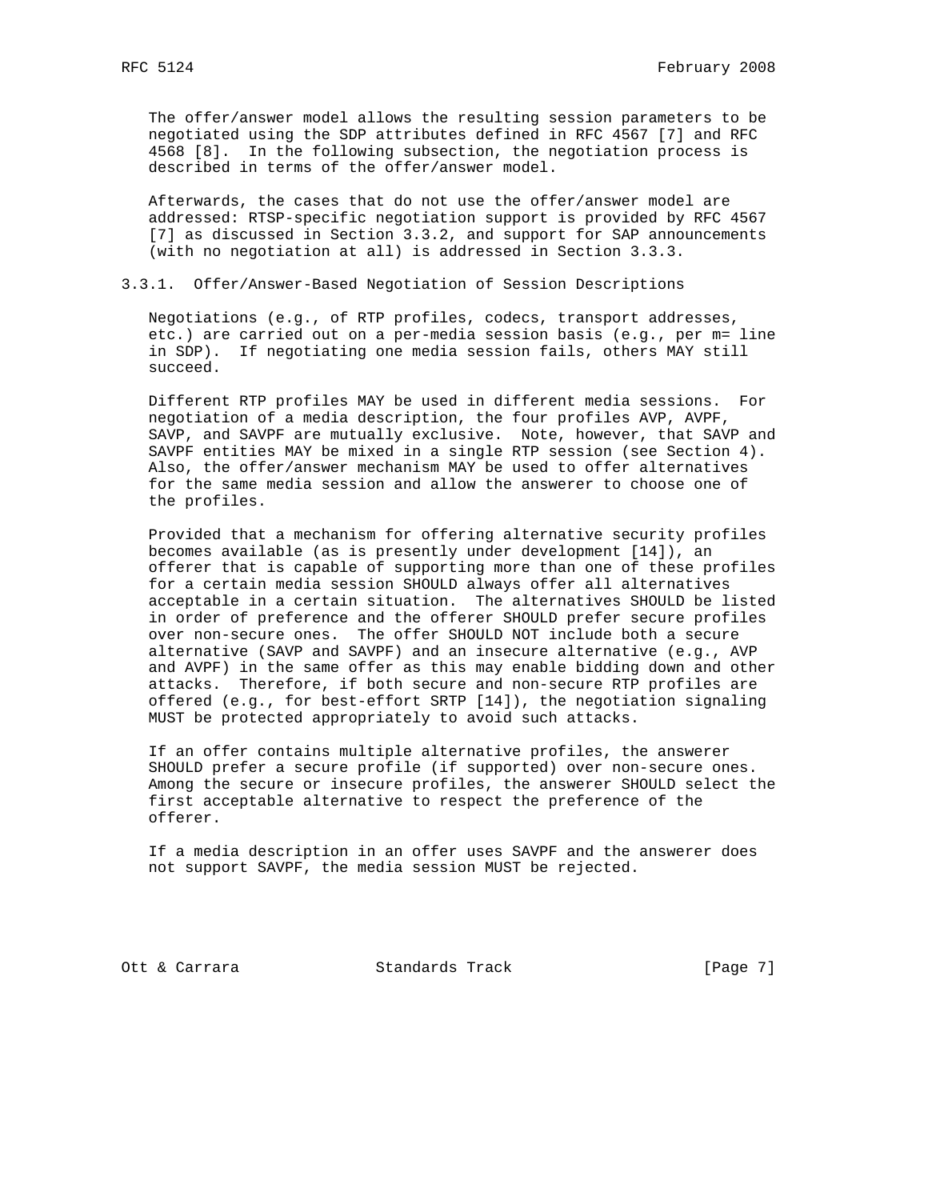The offer/answer model allows the resulting session parameters to be negotiated using the SDP attributes defined in RFC 4567 [7] and RFC 4568 [8]. In the following subsection, the negotiation process is described in terms of the offer/answer model.

Afterwards, the cases that do not use the offer/answer model are addressed: RTSP-specific negotiation support is provided by RFC 4567 [7] as discussed in Section 3.3.2, and support for SAP announcements (with no negotiation at all) is addressed in Section 3.3.3.

### 3.3.1. Offer/Answer-Based Negotiation of Session Descriptions

Negotiations (e.g., of RTP profiles, codecs, transport addresses, etc.) are carried out on a per-media session basis (e.g., per m= line in SDP). If negotiating one media session fails, others MAY still succeed.

Different RTP profiles MAY be used in different media sessions. For negotiation of a media description, the four profiles AVP, AVPF, SAVP, and SAVPF are mutually exclusive. Note, however, that SAVP and SAVPF entities MAY be mixed in a single RTP session (see Section 4). Also, the offer/answer mechanism MAY be used to offer alternatives for the same media session and allow the answerer to choose one of the profiles.

Provided that a mechanism for offering alternative security profiles becomes available (as is presently under development [14]), an offerer that is capable of supporting more than one of these profiles for a certain media session SHOULD always offer all alternatives acceptable in a certain situation. The alternatives SHOULD be listed in order of preference and the offerer SHOULD prefer secure profiles over non-secure ones. The offer SHOULD NOT include both a secure alternative (SAVP and SAVPF) and an insecure alternative (e.g., AVP and AVPF) in the same offer as this may enable bidding down and other attacks. Therefore, if both secure and non-secure RTP profiles are offered (e.g., for best-effort SRTP [14]), the negotiation signaling MUST be protected appropriately to avoid such attacks.

If an offer contains multiple alternative profiles, the answerer SHOULD prefer a secure profile (if supported) over non-secure ones. Among the secure or insecure profiles, the answerer SHOULD select the first acceptable alternative to respect the preference of the offerer.

If a media description in an offer uses SAVPF and the answerer does not support SAVPF, the media session MUST be rejected.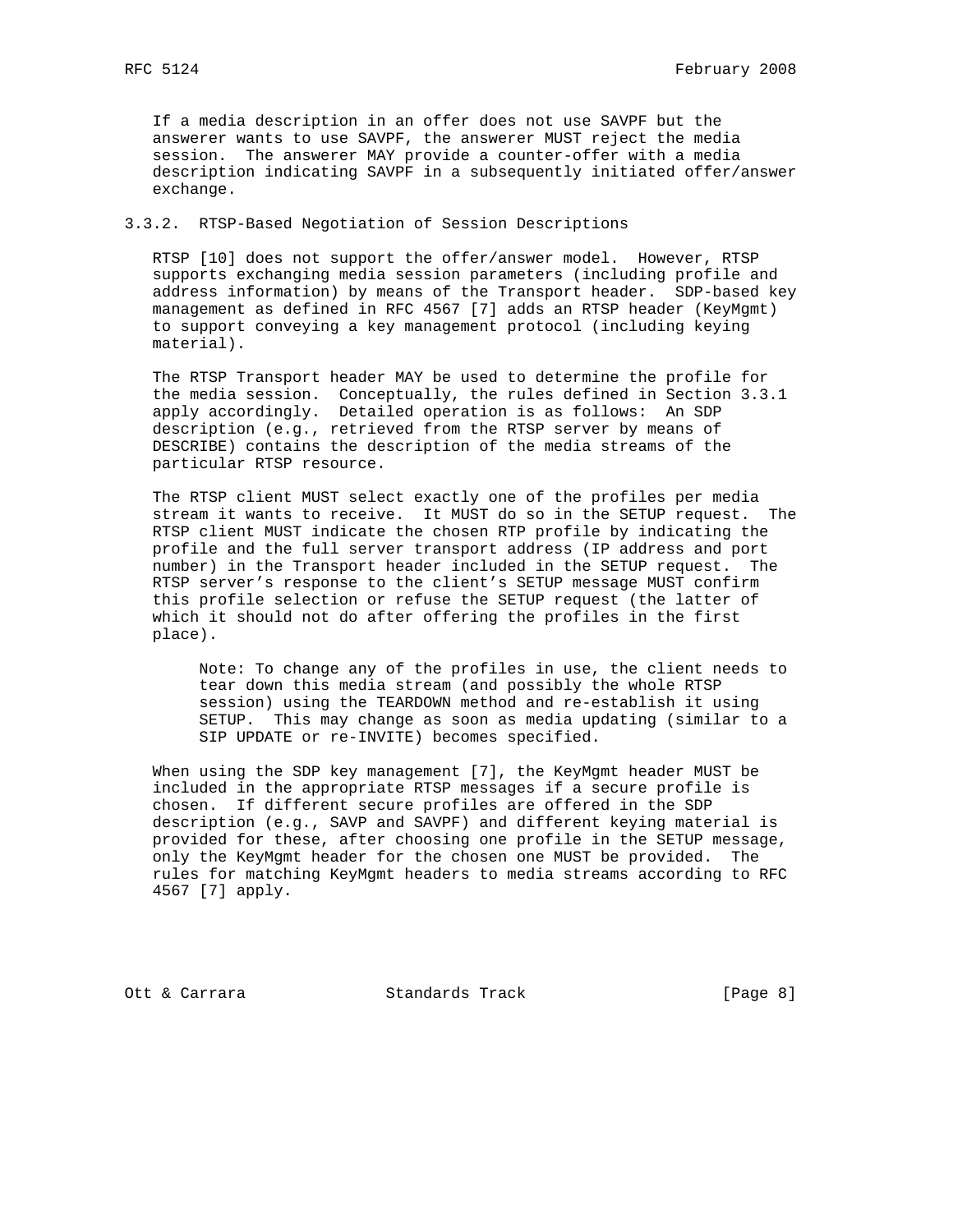If a media description in an offer does not use SAVPF but the answerer wants to use SAVPF, the answerer MUST reject the media session. The answerer MAY provide a counter-offer with a media description indicating SAVPF in a subsequently initiated offer/answer exchange.

### 3.3.2. RTSP-Based Negotiation of Session Descriptions

RTSP [10] does not support the offer/answer model. However, RTSP supports exchanging media session parameters (including profile and address information) by means of the Transport header. SDP-based key management as defined in RFC 4567 [7] adds an RTSP header (KeyMgmt) to support conveying a key management protocol (including keying material).

The RTSP Transport header MAY be used to determine the profile for the media session. Conceptually, the rules defined in Section 3.3.1 apply accordingly. Detailed operation is as follows: An SDP description (e.g., retrieved from the RTSP server by means of DESCRIBE) contains the description of the media streams of the particular RTSP resource.

The RTSP client MUST select exactly one of the profiles per media stream it wants to receive. It MUST do so in the SETUP request. The RTSP client MUST indicate the chosen RTP profile by indicating the profile and the full server transport address (IP address and port number) in the Transport header included in the SETUP request. The RTSP server's response to the client's SETUP message MUST confirm this profile selection or refuse the SETUP request (the latter of which it should not do after offering the profiles in the first place).

> Note: To change any of the profiles in use, the client needs to tear down this media stream (and possibly the whole RTSP session) using the TEARDOWN method and re-establish it using SETUP. This may change as soon as media updating (similar to a SIP UPDATE or re-INVITE) becomes specified.

When using the SDP key management [7], the KeyMgmt header MUST be included in the appropriate RTSP messages if a secure profile is chosen. If different secure profiles are offered in the SDP description (e.g., SAVP and SAVPF) and different keying material is provided for these, after choosing one profile in the SETUP message, only the KeyMgmt header for the chosen one MUST be provided. The rules for matching KeyMgmt headers to media streams according to RFC 4567 [7] apply.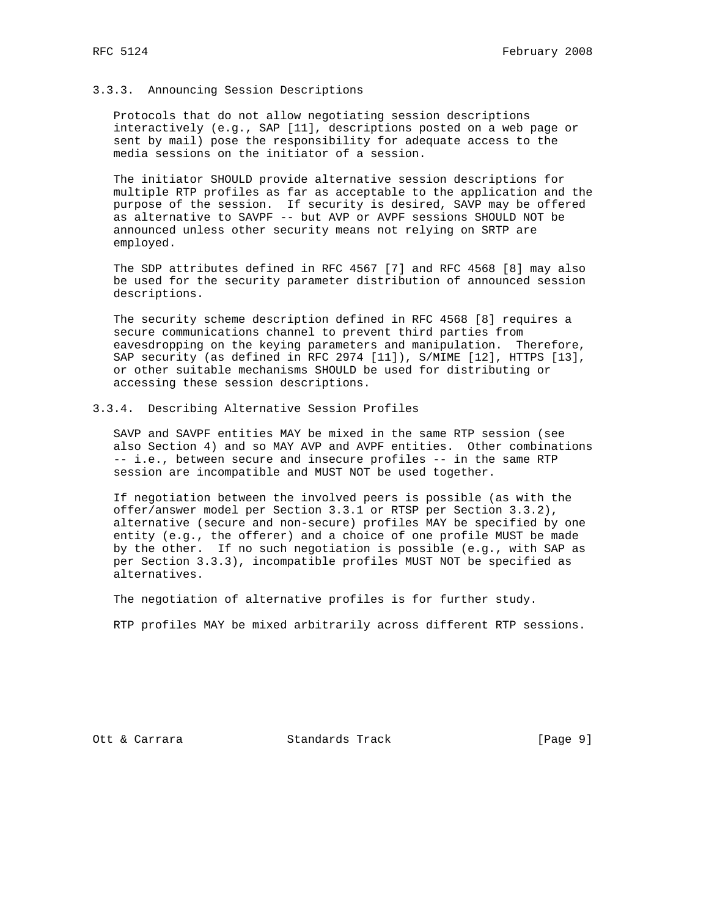### 3.3.3. Announcing Session Descriptions

Protocols that do not allow negotiating session descriptions interactively (e.g., SAP [11], descriptions posted on a web page or sent by mail) pose the responsibility for adequate access to the media sessions on the initiator of a session.

The initiator SHOULD provide alternative session descriptions for multiple RTP profiles as far as acceptable to the application and the purpose of the session. If security is desired, SAVP may be offered as alternative to SAVPF -- but AVP or AVPF sessions SHOULD NOT be announced unless other security means not relying on SRTP are employed.

The SDP attributes defined in RFC 4567 [7] and RFC 4568 [8] may also be used for the security parameter distribution of announced session descriptions.

The security scheme description defined in RFC 4568 [8] requires a secure communications channel to prevent third parties from eavesdropping on the keying parameters and manipulation. Therefore, SAP security (as defined in RFC 2974 [11]), S/MIME [12], HTTPS [13], or other suitable mechanisms SHOULD be used for distributing or accessing these session descriptions.

### 3.3.4. Describing Alternative Session Profiles

SAVP and SAVPF entities MAY be mixed in the same RTP session (see also Section 4) and so MAY AVP and AVPF entities. Other combinations -- i.e., between secure and insecure profiles -- in the same RTP session are incompatible and MUST NOT be used together.

If negotiation between the involved peers is possible (as with the offer/answer model per Section 3.3.1 or RTSP per Section 3.3.2), alternative (secure and non-secure) profiles MAY be specified by one entity (e.g., the offerer) and a choice of one profile MUST be made by the other. If no such negotiation is possible (e.g., with SAP as per Section 3.3.3), incompatible profiles MUST NOT be specified as alternatives.

The negotiation of alternative profiles is for further study.

RTP profiles MAY be mixed arbitrarily across different RTP sessions.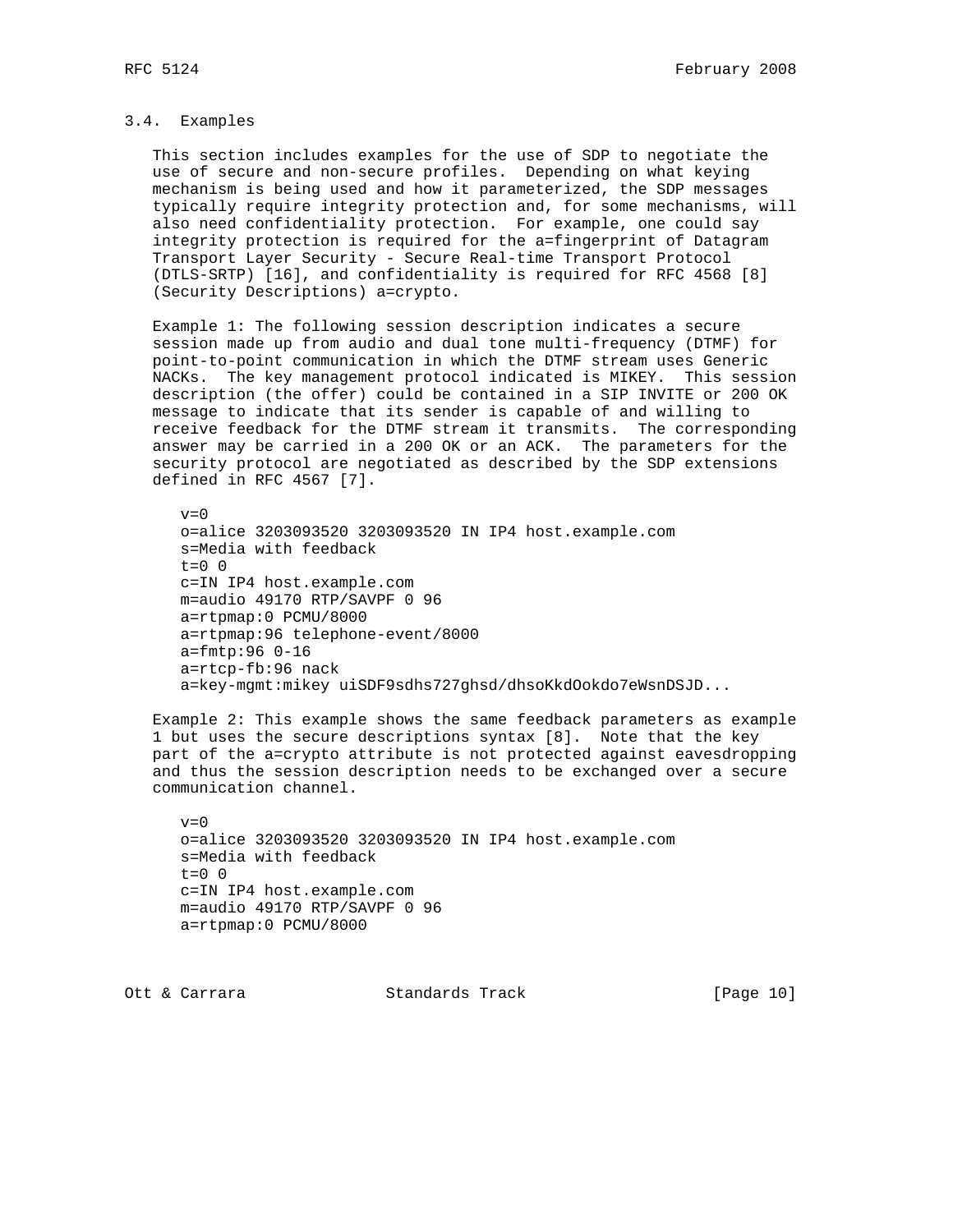### 3.4. Examples

This section includes examples for the use of SDP to negotiate the use of secure and non-secure profiles. Depending on what keying mechanism is being used and how it parameterized, the SDP messages typically require integrity protection and, for some mechanisms, will also need confidentiality protection. For example, one could say integrity protection is required for the a=fingerprint of Datagram Transport Layer Security - Secure Real-time Transport Protocol (DTLS-SRTP) [16], and confidentiality is required for RFC 4568 [8] (Security Descriptions) a=crypto.

Example 1: The following session description indicates a secure session made up from audio and dual tone multi-frequency (DTMF) for point-to-point communication in which the DTMF stream uses Generic NACKs. The key management protocol indicated is MIKEY. This session description (the offer) could be contained in a SIP INVITE or 200 OK message to indicate that its sender is capable of and willing to receive feedback for the DTMF stream it transmits. The corresponding answer may be carried in a 200 OK or an ACK. The parameters for the security protocol are negotiated as described by the SDP extensions defined in RFC 4567 [7].

```
v=0
o=alice 3203093520 3203093520 IN IP4 host.example.com
s=Media with feedback
t=0 0
c=IN IP4 host.example.com
m=audio 49170 RTP/SAVPF 0 96
a=rtpmap:0 PCMU/8000
a=rtpmap:96 telephone-event/8000
a=fmtp:96 0-16
a=rtcp-fb:96 nack
a=key-mgmt:mikey uiSDF9sdhs727ghsd/dhsoKkdOokdo7eWsnDSJD...
```

Example 2: This example shows the same feedback parameters as example 1 but uses the secure descriptions syntax [8]. Note that the key part of the a=crypto attribute is not protected against eavesdropping and thus the session description needs to be exchanged over a secure communication channel.

```
v=0
o=alice 3203093520 3203093520 IN IP4 host.example.com
s=Media with feedback
t=0 0
c=IN IP4 host.example.com
m=audio 49170 RTP/SAVPF 0 96
a=rtpmap:0 PCMU/8000
```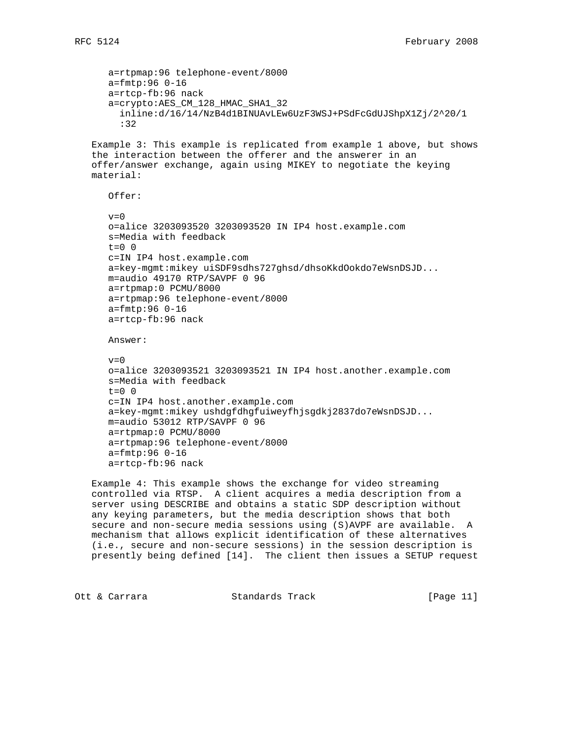```
a=rtpmap:96 telephone-event/8000
a=fmtp:96 0-16
a=rtcp-fb:96 nack
a=crypto:AES_CM_128_HMAC_SHA1_32
  inline:d/16/14/NzB4d1BINUAvLEw6UzF3WSJ+PSdFcGdUJShpX1Zj/2^20/1
  :32
```

Example 3: This example is replicated from example 1 above, but shows the interaction between the offerer and the answerer in an offer/answer exchange, again using MIKEY to negotiate the keying material:

Offer:

```
v=0
o=alice 3203093520 3203093520 IN IP4 host.example.com
s=Media with feedback
t=0 0
c=IN IP4 host.example.com
a=key-mgmt:mikey uiSDF9sdhs727ghsd/dhsoKkdOokdo7eWsnDSJD...
m=audio 49170 RTP/SAVPF 0 96
a=rtpmap:0 PCMU/8000
a=rtpmap:96 telephone-event/8000
a=fmtp:96 0-16
a=rtcp-fb:96 nack
```

Answer:

```
v=0
o=alice 3203093521 3203093521 IN IP4 host.another.example.com
s=Media with feedback
t=0 0
c=IN IP4 host.another.example.com
a=key-mgmt:mikey ushdgfdhgfuiweyfhjsgdkj2837do7eWsnDSJD...
m=audio 53012 RTP/SAVPF 0 96
a=rtpmap:0 PCMU/8000
a=rtpmap:96 telephone-event/8000
a=fmtp:96 0-16
a=rtcp-fb:96 nack
```

Example 4: This example shows the exchange for video streaming controlled via RTSP. A client acquires a media description from a server using DESCRIBE and obtains a static SDP description without any keying parameters, but the media description shows that both secure and non-secure media sessions using (S)AVPF are available. A mechanism that allows explicit identification of these alternatives (i.e., secure and non-secure sessions) in the session description is presently being defined [14]. The client then issues a SETUP request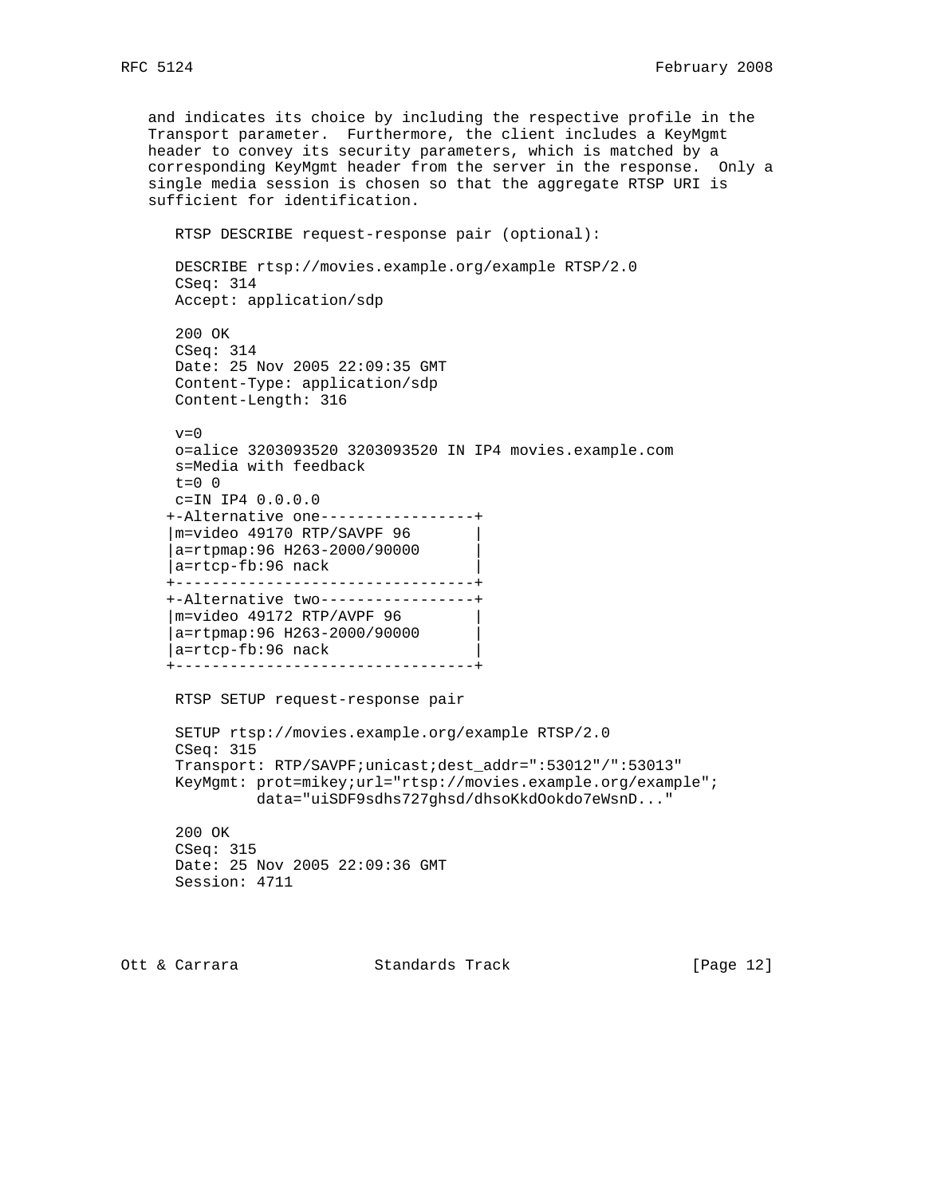and indicates its choice by including the respective profile in the Transport parameter. Furthermore, the client includes a KeyMgmt header to convey its security parameters, which is matched by a corresponding KeyMgmt header from the server in the response. Only a single media session is chosen so that the aggregate RTSP URI is sufficient for identification.

```
RTSP DESCRIBE request-response pair (optional):

DESCRIBE rtsp://movies.example.org/example RTSP/2.0
CSeq: 314
Accept: application/sdp

200 OK
CSeq: 314
Date: 25 Nov 2005 22:09:35 GMT
Content-Type: application/sdp
Content-Length: 316

v=0
o=alice 3203093520 3203093520 IN IP4 movies.example.com
s=Media with feedback
t=0 0
c=IN IP4 0.0.0.0
+-Alternative one-----------------+
|m=video 49170 RTP/SAVPF 96       |
|a=rtpmap:96 H263-2000/90000      |
|a=rtcp-fb:96 nack                |
+---------------------------------+
+-Alternative two-----------------+
|m=video 49172 RTP/AVPF 96        |
|a=rtpmap:96 H263-2000/90000      |
|a=rtcp-fb:96 nack                |
+---------------------------------+

RTSP SETUP request-response pair

SETUP rtsp://movies.example.org/example RTSP/2.0
CSeq: 315
Transport: RTP/SAVPF;unicast;dest_addr=":53012"/":53013"
KeyMgmt: prot=mikey;url="rtsp://movies.example.org/example";
         data="uiSDF9sdhs727ghsd/dhsoKkdOokdo7eWsnD..."

200 OK
CSeq: 315
Date: 25 Nov 2005 22:09:36 GMT
Session: 4711
```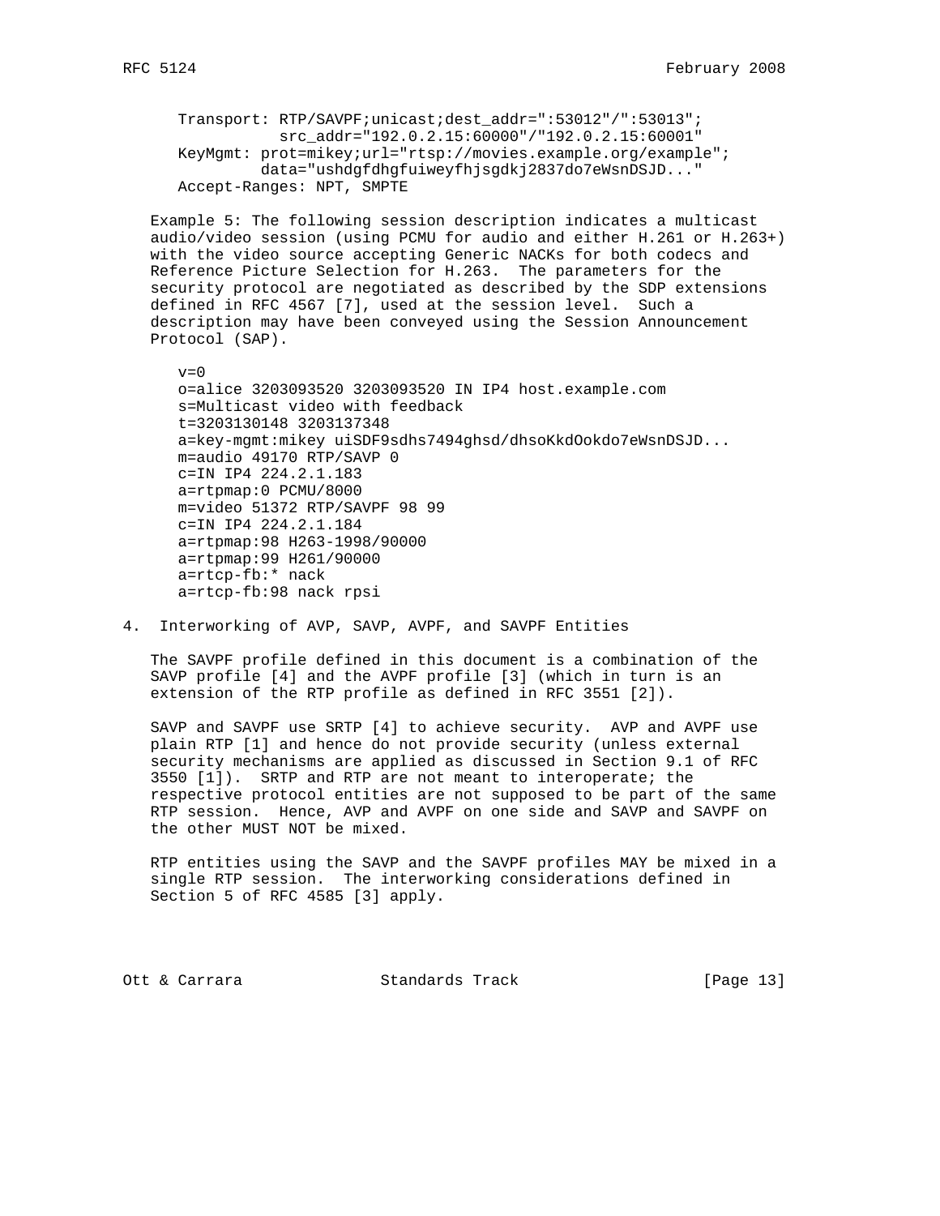```
Transport: RTP/SAVPF;unicast;dest_addr=":53012"/":53013";
           src_addr="192.0.2.15:60000"/"192.0.2.15:60001"
KeyMgmt: prot=mikey;url="rtsp://movies.example.org/example";
         data="ushdgfdhgfuiweyfhjsgdkj2837do7eWsnDSJD..."
Accept-Ranges: NPT, SMPTE
```

Example 5: The following session description indicates a multicast audio/video session (using PCMU for audio and either H.261 or H.263+) with the video source accepting Generic NACKs for both codecs and Reference Picture Selection for H.263. The parameters for the security protocol are negotiated as described by the SDP extensions defined in RFC 4567 [7], used at the session level. Such a description may have been conveyed using the Session Announcement Protocol (SAP).

```
v=0
o=alice 3203093520 3203093520 IN IP4 host.example.com
s=Multicast video with feedback
t=3203130148 3203137348
a=key-mgmt:mikey uiSDF9sdhs7494ghsd/dhsoKkdOokdo7eWsnDSJD...
m=audio 49170 RTP/SAVP 0
c=IN IP4 224.2.1.183
a=rtpmap:0 PCMU/8000
m=video 51372 RTP/SAVPF 98 99
c=IN IP4 224.2.1.184
a=rtpmap:98 H263-1998/90000
a=rtpmap:99 H261/90000
a=rtcp-fb:* nack
a=rtcp-fb:98 nack rpsi
```

## 4. Interworking of AVP, SAVP, AVPF, and SAVPF Entities

The SAVPF profile defined in this document is a combination of the SAVP profile [4] and the AVPF profile [3] (which in turn is an extension of the RTP profile as defined in RFC 3551 [2]).

SAVP and SAVPF use SRTP [4] to achieve security. AVP and AVPF use plain RTP [1] and hence do not provide security (unless external security mechanisms are applied as discussed in Section 9.1 of RFC 3550 [1]). SRTP and RTP are not meant to interoperate; the respective protocol entities are not supposed to be part of the same RTP session. Hence, AVP and AVPF on one side and SAVP and SAVPF on the other MUST NOT be mixed.

RTP entities using the SAVP and the SAVPF profiles MAY be mixed in a single RTP session. The interworking considerations defined in Section 5 of RFC 4585 [3] apply.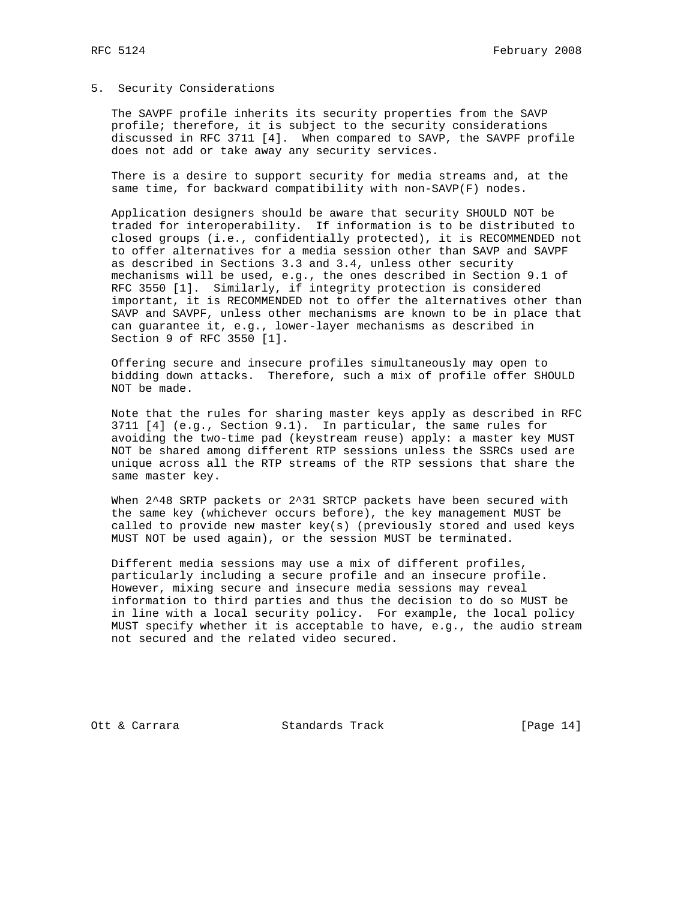## 5. Security Considerations

The SAVPF profile inherits its security properties from the SAVP profile; therefore, it is subject to the security considerations discussed in RFC 3711 [4]. When compared to SAVP, the SAVPF profile does not add or take away any security services.

There is a desire to support security for media streams and, at the same time, for backward compatibility with non-SAVP(F) nodes.

Application designers should be aware that security SHOULD NOT be traded for interoperability. If information is to be distributed to closed groups (i.e., confidentially protected), it is RECOMMENDED not to offer alternatives for a media session other than SAVP and SAVPF as described in Sections 3.3 and 3.4, unless other security mechanisms will be used, e.g., the ones described in Section 9.1 of RFC 3550 [1]. Similarly, if integrity protection is considered important, it is RECOMMENDED not to offer the alternatives other than SAVP and SAVPF, unless other mechanisms are known to be in place that can guarantee it, e.g., lower-layer mechanisms as described in Section 9 of RFC 3550 [1].

Offering secure and insecure profiles simultaneously may open to bidding down attacks. Therefore, such a mix of profile offer SHOULD NOT be made.

Note that the rules for sharing master keys apply as described in RFC 3711 [4] (e.g., Section 9.1). In particular, the same rules for avoiding the two-time pad (keystream reuse) apply: a master key MUST NOT be shared among different RTP sessions unless the SSRCs used are unique across all the RTP streams of the RTP sessions that share the same master key.

When $2^{48}$ SRTP packets or $2^{31}$ SRTCP packets have been secured with the same key (whichever occurs before), the key management MUST be called to provide new master key(s) (previously stored and used keys MUST NOT be used again), or the session MUST be terminated.

Different media sessions may use a mix of different profiles, particularly including a secure profile and an insecure profile. However, mixing secure and insecure media sessions may reveal information to third parties and thus the decision to do so MUST be in line with a local security policy. For example, the local policy MUST specify whether it is acceptable to have, e.g., the audio stream not secured and the related video secured.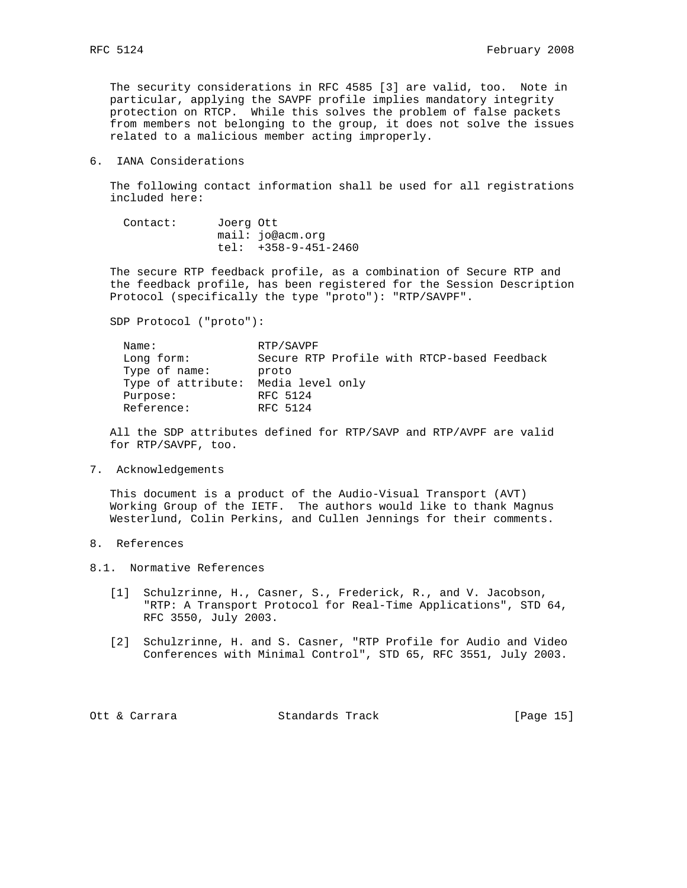The security considerations in RFC 4585 [3] are valid, too. Note in particular, applying the SAVPF profile implies mandatory integrity protection on RTCP. While this solves the problem of false packets from members not belonging to the group, it does not solve the issues related to a malicious member acting improperly.

## 6. IANA Considerations

The following contact information shall be used for all registrations included here:

```
Contact:      Joerg Ott
              mail: jo@acm.org
              tel:  +358-9-451-2460
```

The secure RTP feedback profile, as a combination of Secure RTP and the feedback profile, has been registered for the Session Description Protocol (specifically the type "proto"): "RTP/SAVPF".

SDP Protocol ("proto"):

```
Name:               RTP/SAVPF
Long form:          Secure RTP Profile with RTCP-based Feedback
Type of name:       proto
Type of attribute:  Media level only
Purpose:            RFC 5124
Reference:          RFC 5124
```

All the SDP attributes defined for RTP/SAVP and RTP/AVPF are valid for RTP/SAVPF, too.

## 7. Acknowledgements

This document is a product of the Audio-Visual Transport (AVT) Working Group of the IETF. The authors would like to thank Magnus Westerlund, Colin Perkins, and Cullen Jennings for their comments.

## 8. References

### 8.1. Normative References

[1] Schulzrinne, H., Casner, S., Frederick, R., and V. Jacobson, "RTP: A Transport Protocol for Real-Time Applications", STD 64, RFC 3550, July 2003.

[2] Schulzrinne, H. and S. Casner, "RTP Profile for Audio and Video Conferences with Minimal Control", STD 65, RFC 3551, July 2003.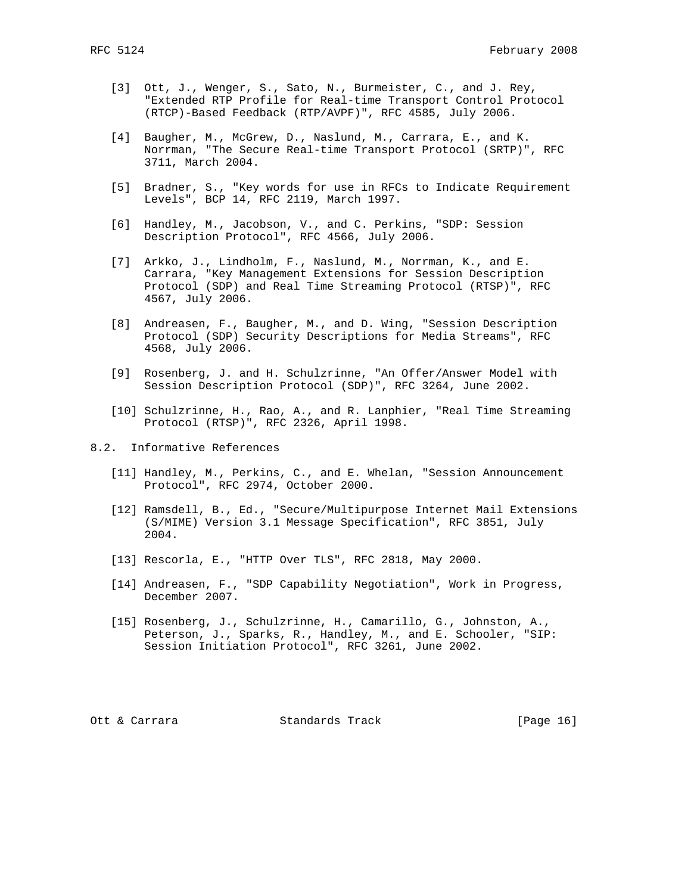[3] Ott, J., Wenger, S., Sato, N., Burmeister, C., and J. Rey, "Extended RTP Profile for Real-time Transport Control Protocol (RTCP)-Based Feedback (RTP/AVPF)", RFC 4585, July 2006.

[4] Baugher, M., McGrew, D., Naslund, M., Carrara, E., and K. Norrman, "The Secure Real-time Transport Protocol (SRTP)", RFC 3711, March 2004.

[5] Bradner, S., "Key words for use in RFCs to Indicate Requirement Levels", BCP 14, RFC 2119, March 1997.

[6] Handley, M., Jacobson, V., and C. Perkins, "SDP: Session Description Protocol", RFC 4566, July 2006.

[7] Arkko, J., Lindholm, F., Naslund, M., Norrman, K., and E. Carrara, "Key Management Extensions for Session Description Protocol (SDP) and Real Time Streaming Protocol (RTSP)", RFC 4567, July 2006.

[8] Andreasen, F., Baugher, M., and D. Wing, "Session Description Protocol (SDP) Security Descriptions for Media Streams", RFC 4568, July 2006.

[9] Rosenberg, J. and H. Schulzrinne, "An Offer/Answer Model with Session Description Protocol (SDP)", RFC 3264, June 2002.

[10] Schulzrinne, H., Rao, A., and R. Lanphier, "Real Time Streaming Protocol (RTSP)", RFC 2326, April 1998.

## 8.2. Informative References

[11] Handley, M., Perkins, C., and E. Whelan, "Session Announcement Protocol", RFC 2974, October 2000.

[12] Ramsdell, B., Ed., "Secure/Multipurpose Internet Mail Extensions (S/MIME) Version 3.1 Message Specification", RFC 3851, July 2004.

[13] Rescorla, E., "HTTP Over TLS", RFC 2818, May 2000.

[14] Andreasen, F., "SDP Capability Negotiation", Work in Progress, December 2007.

[15] Rosenberg, J., Schulzrinne, H., Camarillo, G., Johnston, A., Peterson, J., Sparks, R., Handley, M., and E. Schooler, "SIP: Session Initiation Protocol", RFC 3261, June 2002.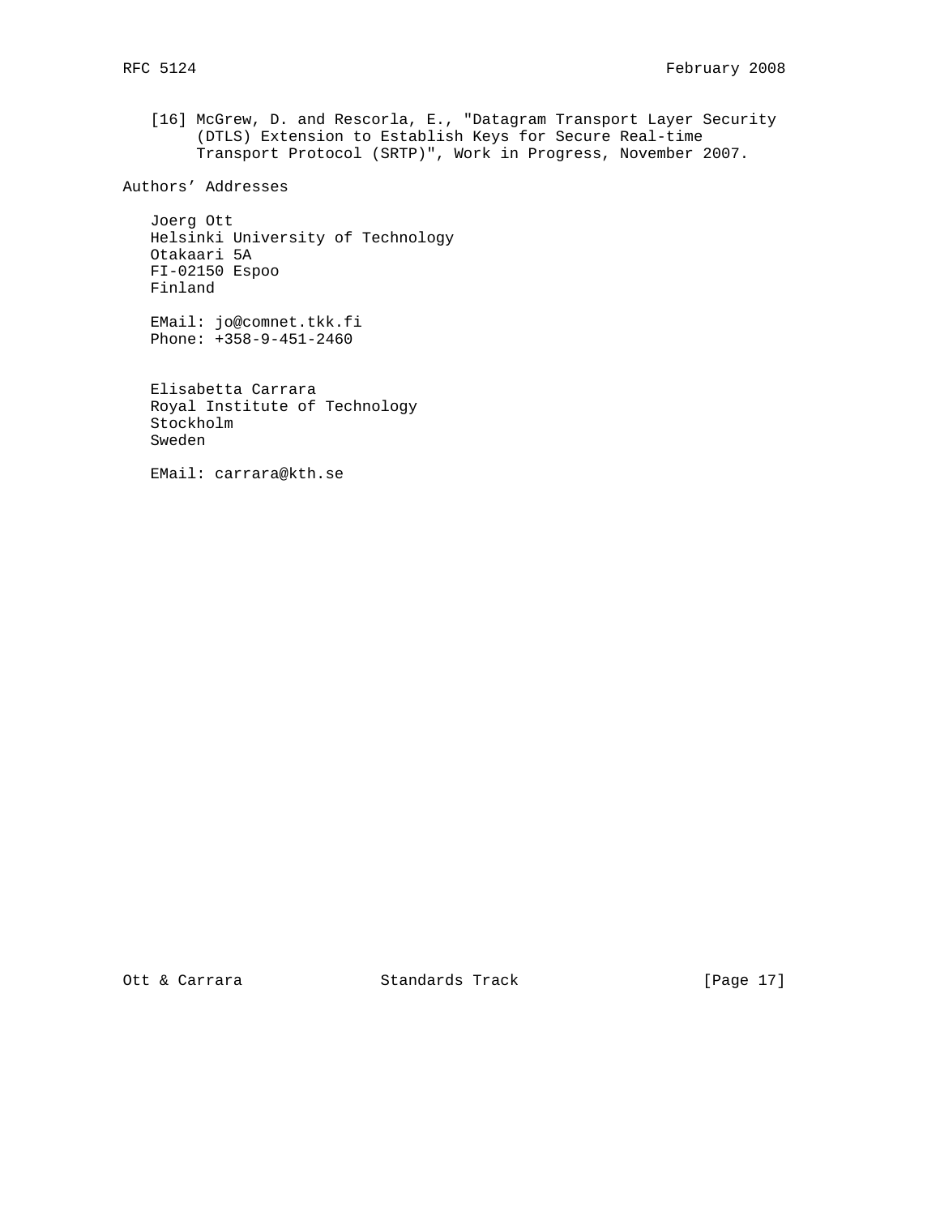[16] McGrew, D. and Rescorla, E., "Datagram Transport Layer Security (DTLS) Extension to Establish Keys for Secure Real-time Transport Protocol (SRTP)", Work in Progress, November 2007.

## Authors' Addresses

Joerg Ott
Helsinki University of Technology
Otakaari 5A
FI-02150 Espoo
Finland

EMail: jo@comnet.tkk.fi
Phone: +358-9-451-2460

Elisabetta Carrara
Royal Institute of Technology
Stockholm
Sweden

EMail: carrara@kth.se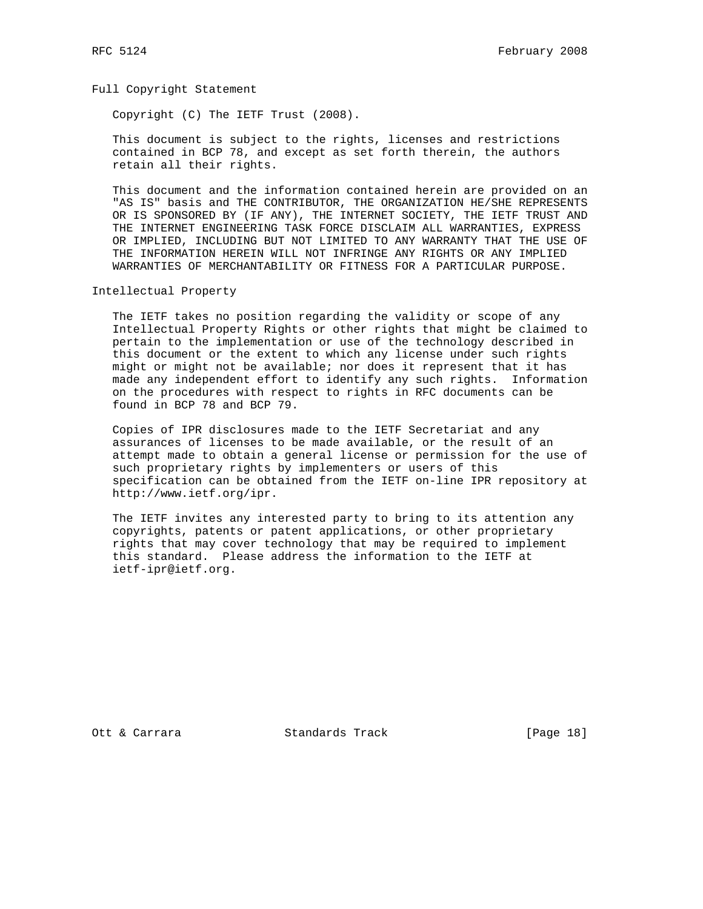## Full Copyright Statement

Copyright (C) The IETF Trust (2008).

This document is subject to the rights, licenses and restrictions contained in BCP 78, and except as set forth therein, the authors retain all their rights.

This document and the information contained herein are provided on an "AS IS" basis and THE CONTRIBUTOR, THE ORGANIZATION HE/SHE REPRESENTS OR IS SPONSORED BY (IF ANY), THE INTERNET SOCIETY, THE IETF TRUST AND THE INTERNET ENGINEERING TASK FORCE DISCLAIM ALL WARRANTIES, EXPRESS OR IMPLIED, INCLUDING BUT NOT LIMITED TO ANY WARRANTY THAT THE USE OF THE INFORMATION HEREIN WILL NOT INFRINGE ANY RIGHTS OR ANY IMPLIED WARRANTIES OF MERCHANTABILITY OR FITNESS FOR A PARTICULAR PURPOSE.

## Intellectual Property

The IETF takes no position regarding the validity or scope of any Intellectual Property Rights or other rights that might be claimed to pertain to the implementation or use of the technology described in this document or the extent to which any license under such rights might or might not be available; nor does it represent that it has made any independent effort to identify any such rights. Information on the procedures with respect to rights in RFC documents can be found in BCP 78 and BCP 79.

Copies of IPR disclosures made to the IETF Secretariat and any assurances of licenses to be made available, or the result of an attempt made to obtain a general license or permission for the use of such proprietary rights by implementers or users of this specification can be obtained from the IETF on-line IPR repository at http://www.ietf.org/ipr.

The IETF invites any interested party to bring to its attention any copyrights, patents or patent applications, or other proprietary rights that may cover technology that may be required to implement this standard. Please address the information to the IETF at ietf-ipr@ietf.org.